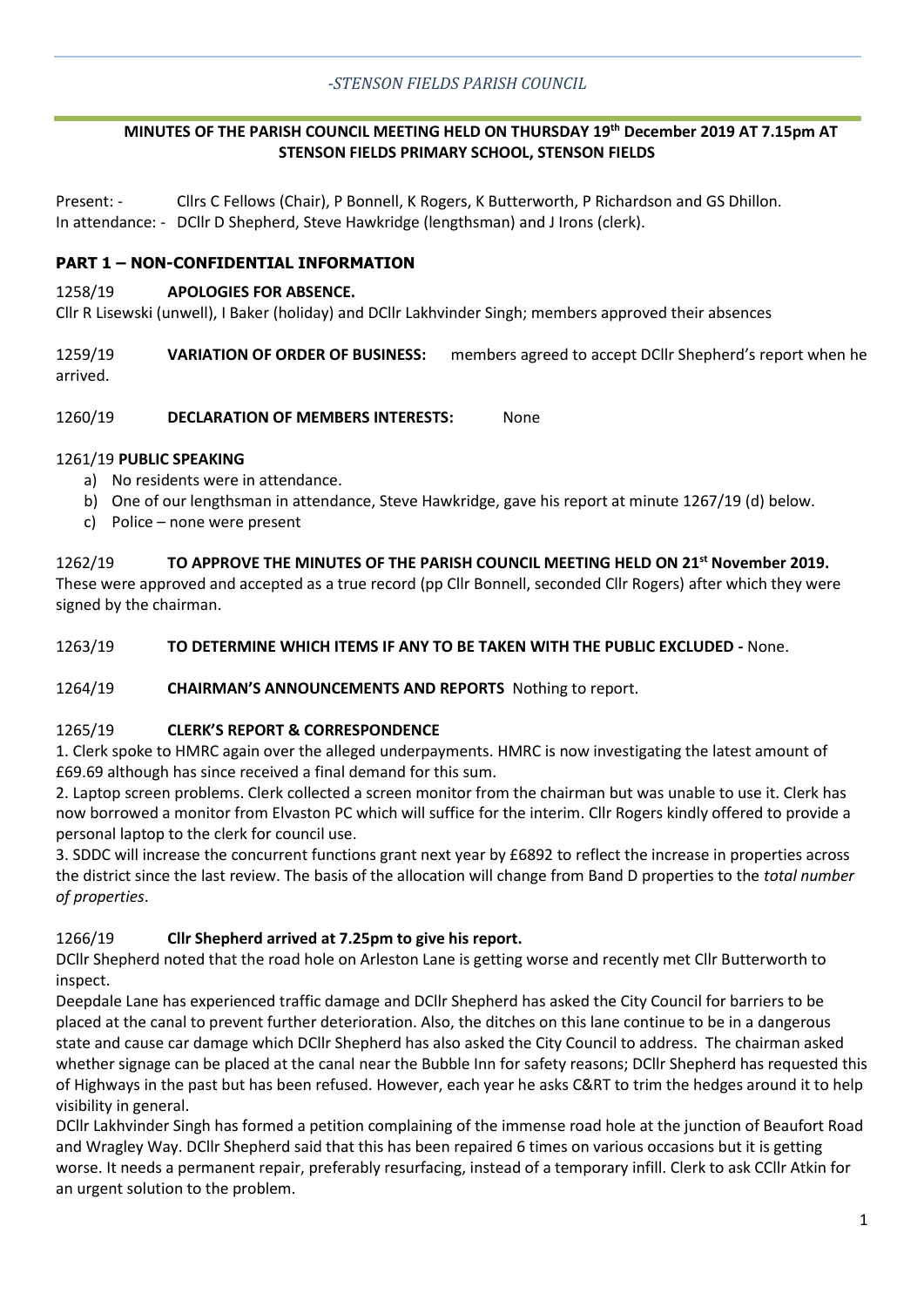*-STENSON FIELDS PARISH COUNCIL*

**MINUTES OF THE PARISH COUNCIL MEETING HELD ON THURSDAY 19th December 2019 AT 7.15pm AT STENSON FIELDS PRIMARY SCHOOL, STENSON FIELDS**

Present: - Cllrs C Fellows (Chair), P Bonnell, K Rogers, K Butterworth, P Richardson and GS Dhillon.
In attendance: - DCllr D Shepherd, Steve Hawkridge (lengthsman) and J Irons (clerk).

## PART 1 – NON-CONFIDENTIAL INFORMATION

1258/19 **APOLOGIES FOR ABSENCE.**
Cllr R Lisewski (unwell), I Baker (holiday) and DCllr Lakhvinder Singh; members approved their absences

1259/19 **VARIATION OF ORDER OF BUSINESS:** members agreed to accept DCllr Shepherd's report when he arrived.

1260/19 **DECLARATION OF MEMBERS INTERESTS:** None

1261/19 **PUBLIC SPEAKING**

a) No residents were in attendance.
b) One of our lengthsman in attendance, Steve Hawkridge, gave his report at minute 1267/19 (d) below.
c) Police – none were present

1262/19 **TO APPROVE THE MINUTES OF THE PARISH COUNCIL MEETING HELD ON 21st November 2019.**
These were approved and accepted as a true record (pp Cllr Bonnell, seconded Cllr Rogers) after which they were signed by the chairman.

1263/19 **TO DETERMINE WHICH ITEMS IF ANY TO BE TAKEN WITH THE PUBLIC EXCLUDED -** None.

1264/19 **CHAIRMAN'S ANNOUNCEMENTS AND REPORTS** Nothing to report.

1265/19 **CLERK'S REPORT & CORRESPONDENCE**
1. Clerk spoke to HMRC again over the alleged underpayments. HMRC is now investigating the latest amount of £69.69 although has since received a final demand for this sum.
2. Laptop screen problems. Clerk collected a screen monitor from the chairman but was unable to use it. Clerk has now borrowed a monitor from Elvaston PC which will suffice for the interim. Cllr Rogers kindly offered to provide a personal laptop to the clerk for council use.
3. SDDC will increase the concurrent functions grant next year by £6892 to reflect the increase in properties across the district since the last review. The basis of the allocation will change from Band D properties to the *total number of properties*.

1266/19 **Cllr Shepherd arrived at 7.25pm to give his report.**
DCllr Shepherd noted that the road hole on Arleston Lane is getting worse and recently met Cllr Butterworth to inspect.
Deepdale Lane has experienced traffic damage and DCllr Shepherd has asked the City Council for barriers to be placed at the canal to prevent further deterioration. Also, the ditches on this lane continue to be in a dangerous state and cause car damage which DCllr Shepherd has also asked the City Council to address. The chairman asked whether signage can be placed at the canal near the Bubble Inn for safety reasons; DCllr Shepherd has requested this of Highways in the past but has been refused. However, each year he asks C&RT to trim the hedges around it to help visibility in general.
DCllr Lakhvinder Singh has formed a petition complaining of the immense road hole at the junction of Beaufort Road and Wragley Way. DCllr Shepherd said that this has been repaired 6 times on various occasions but it is getting worse. It needs a permanent repair, preferably resurfacing, instead of a temporary infill. Clerk to ask CCllr Atkin for an urgent solution to the problem.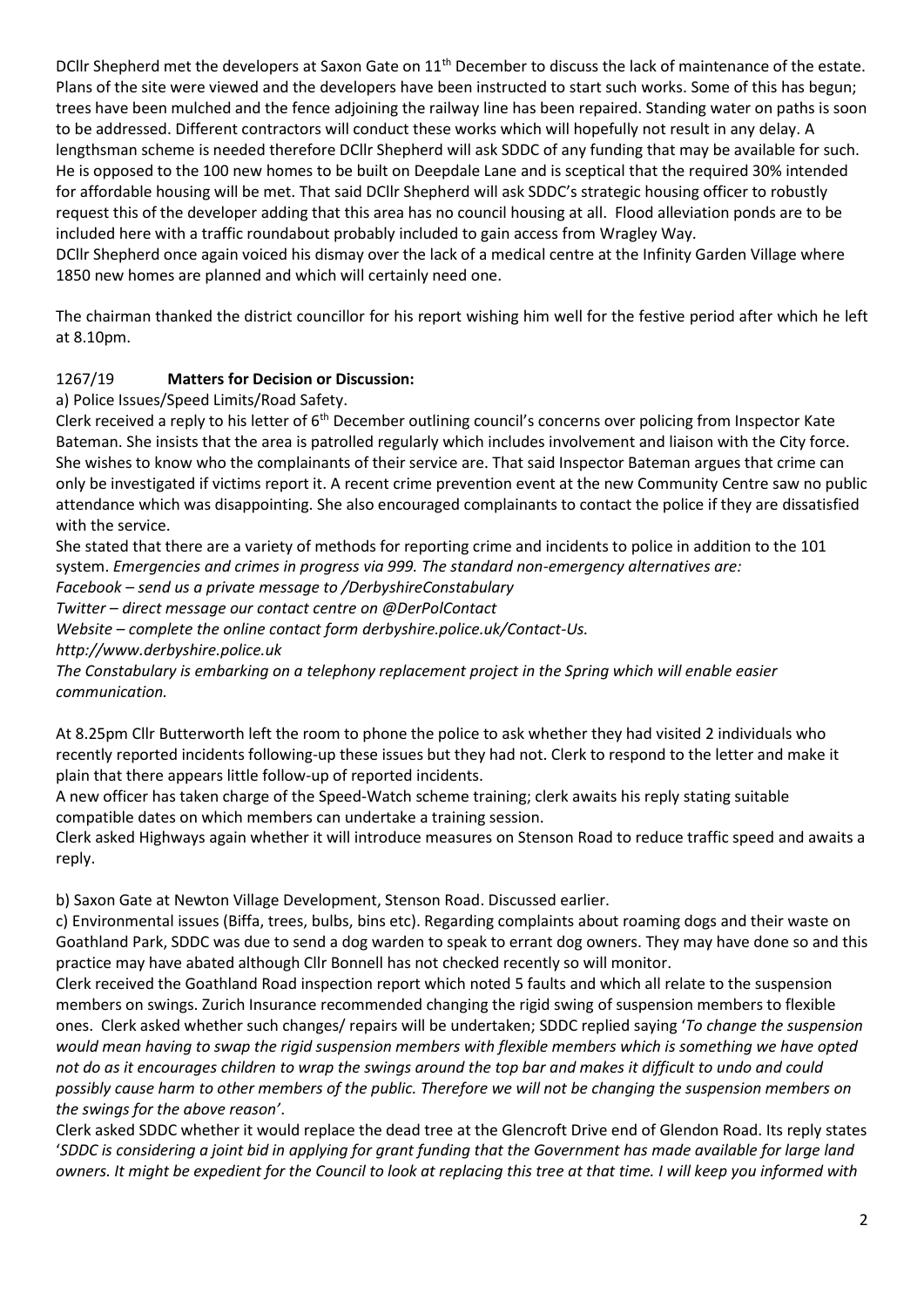DCllr Shepherd met the developers at Saxon Gate on 11th December to discuss the lack of maintenance of the estate. Plans of the site were viewed and the developers have been instructed to start such works. Some of this has begun; trees have been mulched and the fence adjoining the railway line has been repaired. Standing water on paths is soon to be addressed. Different contractors will conduct these works which will hopefully not result in any delay. A lengthsman scheme is needed therefore DCllr Shepherd will ask SDDC of any funding that may be available for such. He is opposed to the 100 new homes to be built on Deepdale Lane and is sceptical that the required 30% intended for affordable housing will be met. That said DCllr Shepherd will ask SDDC's strategic housing officer to robustly request this of the developer adding that this area has no council housing at all. Flood alleviation ponds are to be included here with a traffic roundabout probably included to gain access from Wragley Way.
DCllr Shepherd once again voiced his dismay over the lack of a medical centre at the Infinity Garden Village where 1850 new homes are planned and which will certainly need one.

The chairman thanked the district councillor for his report wishing him well for the festive period after which he left at 8.10pm.

1267/19 **Matters for Decision or Discussion:**

a) Police Issues/Speed Limits/Road Safety.
Clerk received a reply to his letter of 6th December outlining council's concerns over policing from Inspector Kate Bateman. She insists that the area is patrolled regularly which includes involvement and liaison with the City force. She wishes to know who the complainants of their service are. That said Inspector Bateman argues that crime can only be investigated if victims report it. A recent crime prevention event at the new Community Centre saw no public attendance which was disappointing. She also encouraged complainants to contact the police if they are dissatisfied with the service.
She stated that there are a variety of methods for reporting crime and incidents to police in addition to the 101 system. *Emergencies and crimes in progress via 999. The standard non-emergency alternatives are:*
*Facebook – send us a private message to /DerbyshireConstabulary*
*Twitter – direct message our contact centre on @DerPolContact*
*Website – complete the online contact form derbyshire.police.uk/Contact-Us.*
*http://www.derbyshire.police.uk*
*The Constabulary is embarking on a telephony replacement project in the Spring which will enable easier communication.*

At 8.25pm Cllr Butterworth left the room to phone the police to ask whether they had visited 2 individuals who recently reported incidents following-up these issues but they had not. Clerk to respond to the letter and make it plain that there appears little follow-up of reported incidents.
A new officer has taken charge of the Speed-Watch scheme training; clerk awaits his reply stating suitable compatible dates on which members can undertake a training session.
Clerk asked Highways again whether it will introduce measures on Stenson Road to reduce traffic speed and awaits a reply.

b) Saxon Gate at Newton Village Development, Stenson Road. Discussed earlier.
c) Environmental issues (Biffa, trees, bulbs, bins etc). Regarding complaints about roaming dogs and their waste on Goathland Park, SDDC was due to send a dog warden to speak to errant dog owners. They may have done so and this practice may have abated although Cllr Bonnell has not checked recently so will monitor.
Clerk received the Goathland Road inspection report which noted 5 faults and which all relate to the suspension members on swings. Zurich Insurance recommended changing the rigid swing of suspension members to flexible ones. Clerk asked whether such changes/ repairs will be undertaken; SDDC replied saying '*To change the suspension would mean having to swap the rigid suspension members with flexible members which is something we have opted not do as it encourages children to wrap the swings around the top bar and makes it difficult to undo and could possibly cause harm to other members of the public. Therefore we will not be changing the suspension members on the swings for the above reason'*.
Clerk asked SDDC whether it would replace the dead tree at the Glencroft Drive end of Glendon Road. Its reply states '*SDDC is considering a joint bid in applying for grant funding that the Government has made available for large land owners. It might be expedient for the Council to look at replacing this tree at that time. I will keep you informed with*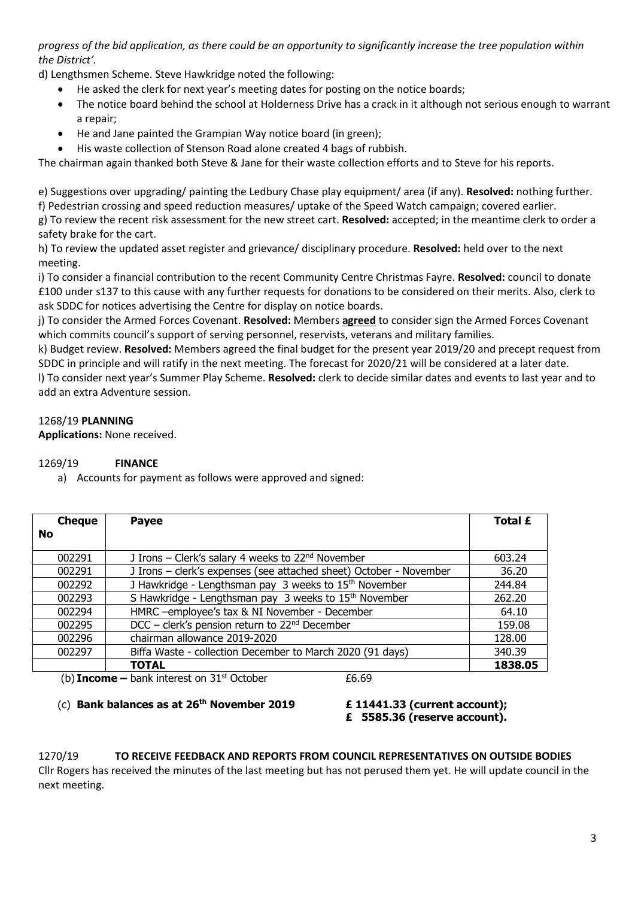*progress of the bid application, as there could be an opportunity to significantly increase the tree population within the District'.*

d) Lengthsmen Scheme. Steve Hawkridge noted the following:

- He asked the clerk for next year's meeting dates for posting on the notice boards;
- The notice board behind the school at Holderness Drive has a crack in it although not serious enough to warrant a repair;
- He and Jane painted the Grampian Way notice board (in green);
- His waste collection of Stenson Road alone created 4 bags of rubbish.

The chairman again thanked both Steve & Jane for their waste collection efforts and to Steve for his reports.

e) Suggestions over upgrading/ painting the Ledbury Chase play equipment/ area (if any). **Resolved:** nothing further.
f) Pedestrian crossing and speed reduction measures/ uptake of the Speed Watch campaign; covered earlier.
g) To review the recent risk assessment for the new street cart. **Resolved:** accepted; in the meantime clerk to order a safety brake for the cart.
h) To review the updated asset register and grievance/ disciplinary procedure. **Resolved:** held over to the next meeting.
i) To consider a financial contribution to the recent Community Centre Christmas Fayre. **Resolved:** council to donate £100 under s137 to this cause with any further requests for donations to be considered on their merits. Also, clerk to ask SDDC for notices advertising the Centre for display on notice boards.
j) To consider the Armed Forces Covenant. **Resolved:** Members **agreed** to consider sign the Armed Forces Covenant which commits council's support of serving personnel, reservists, veterans and military families.
k) Budget review. **Resolved:** Members agreed the final budget for the present year 2019/20 and precept request from SDDC in principle and will ratify in the next meeting. The forecast for 2020/21 will be considered at a later date.
l) To consider next year's Summer Play Scheme. **Resolved:** clerk to decide similar dates and events to last year and to add an extra Adventure session.

1268/19 **PLANNING**

**Applications:** None received.

1269/19 **FINANCE**

a) Accounts for payment as follows were approved and signed:

| Cheque No | Payee | Total £ |
|---|---|---|
| 002291 | J Irons – Clerk's salary 4 weeks to 22nd November | 603.24 |
| 002291 | J Irons – clerk's expenses (see attached sheet) October - November | 36.20 |
| 002292 | J Hawkridge - Lengthsman pay 3 weeks to 15th November | 244.84 |
| 002293 | S Hawkridge - Lengthsman pay 3 weeks to 15th November | 262.20 |
| 002294 | HMRC –employee's tax & NI November - December | 64.10 |
| 002295 | DCC – clerk's pension return to 22nd December | 159.08 |
| 002296 | chairman allowance 2019-2020 | 128.00 |
| 002297 | Biffa Waste - collection December to March 2020 (91 days) | 340.39 |
| | **TOTAL** | **1838.05** |

(b) **Income –** bank interest on 31st October £6.69

(c) **Bank balances as at 26th November 2019 £ 11441.33 (current account); £ 5585.36 (reserve account).**

1270/19 **TO RECEIVE FEEDBACK AND REPORTS FROM COUNCIL REPRESENTATIVES ON OUTSIDE BODIES**

Cllr Rogers has received the minutes of the last meeting but has not perused them yet. He will update council in the next meeting.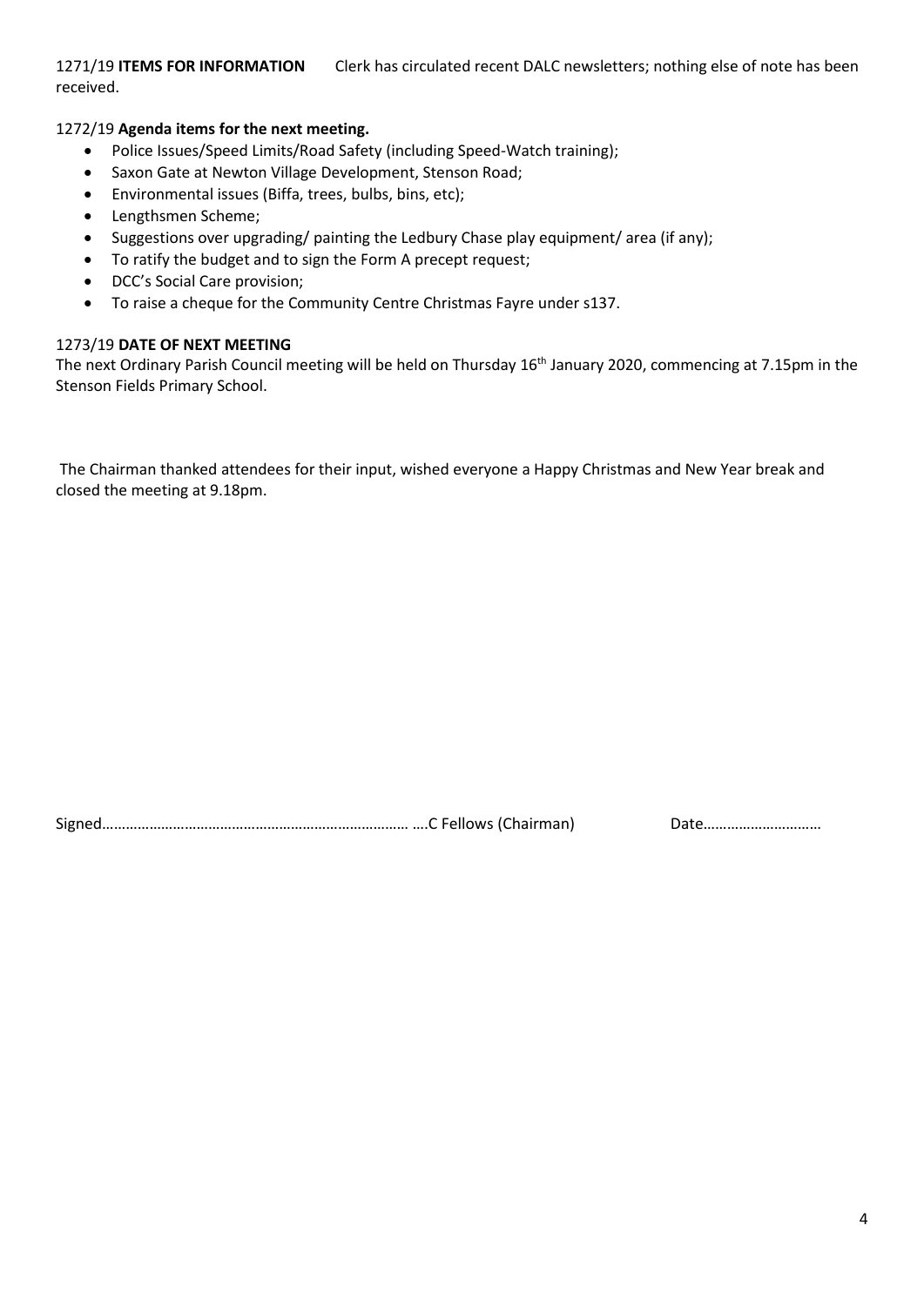1271/19 **ITEMS FOR INFORMATION** Clerk has circulated recent DALC newsletters; nothing else of note has been received.

1272/19 **Agenda items for the next meeting.**

- Police Issues/Speed Limits/Road Safety (including Speed-Watch training);
- Saxon Gate at Newton Village Development, Stenson Road;
- Environmental issues (Biffa, trees, bulbs, bins, etc);
- Lengthsmen Scheme;
- Suggestions over upgrading/ painting the Ledbury Chase play equipment/ area (if any);
- To ratify the budget and to sign the Form A precept request;
- DCC's Social Care provision;
- To raise a cheque for the Community Centre Christmas Fayre under s137.

1273/19 **DATE OF NEXT MEETING**

The next Ordinary Parish Council meeting will be held on Thursday 16th January 2020, commencing at 7.15pm in the Stenson Fields Primary School.

The Chairman thanked attendees for their input, wished everyone a Happy Christmas and New Year break and closed the meeting at 9.18pm.

Signed……………………………………………………………………… ….C Fellows (Chairman) Date…………………………